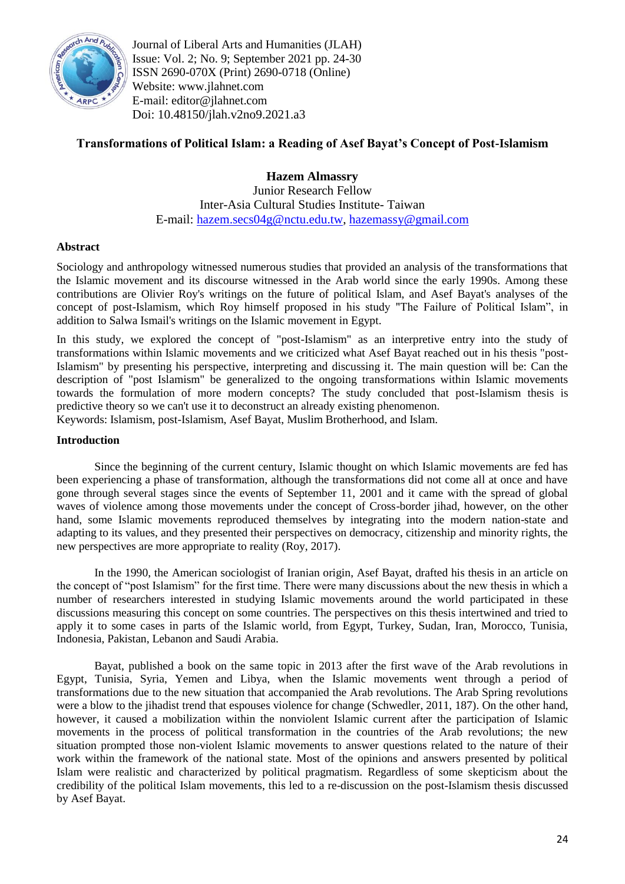Journal of Liberal Arts and Humanities (JLAH)
Issue: Vol. 2; No. 9; September 2021 pp. 24-30
ISSN 2690-070X (Print) 2690-0718 (Online)
Website: www.jlahnet.com
E-mail: editor@jlahnet.com
Doi: 10.48150/jlah.v2no9.2021.a3

# Transformations of Political Islam: a Reading of Asef Bayat's Concept of Post-Islamism

**Hazem Almassry**
Junior Research Fellow
Inter-Asia Cultural Studies Institute- Taiwan
E-mail: hazem.secs04g@nctu.edu.tw, hazemassy@gmail.com

## Abstract

Sociology and anthropology witnessed numerous studies that provided an analysis of the transformations that the Islamic movement and its discourse witnessed in the Arab world since the early 1990s. Among these contributions are Olivier Roy's writings on the future of political Islam, and Asef Bayat's analyses of the concept of post-Islamism, which Roy himself proposed in his study "The Failure of Political Islam", in addition to Salwa Ismail's writings on the Islamic movement in Egypt.

In this study, we explored the concept of "post-Islamism" as an interpretive entry into the study of transformations within Islamic movements and we criticized what Asef Bayat reached out in his thesis "post-Islamism" by presenting his perspective, interpreting and discussing it. The main question will be: Can the description of "post Islamism" be generalized to the ongoing transformations within Islamic movements towards the formulation of more modern concepts? The study concluded that post-Islamism thesis is predictive theory so we can't use it to deconstruct an already existing phenomenon.

Keywords: Islamism, post-Islamism, Asef Bayat, Muslim Brotherhood, and Islam.

## Introduction

Since the beginning of the current century, Islamic thought on which Islamic movements are fed has been experiencing a phase of transformation, although the transformations did not come all at once and have gone through several stages since the events of September 11, 2001 and it came with the spread of global waves of violence among those movements under the concept of Cross-border jihad, however, on the other hand, some Islamic movements reproduced themselves by integrating into the modern nation-state and adapting to its values, and they presented their perspectives on democracy, citizenship and minority rights, the new perspectives are more appropriate to reality (Roy, 2017).

In the 1990, the American sociologist of Iranian origin, Asef Bayat, drafted his thesis in an article on the concept of "post Islamism" for the first time. There were many discussions about the new thesis in which a number of researchers interested in studying Islamic movements around the world participated in these discussions measuring this concept on some countries. The perspectives on this thesis intertwined and tried to apply it to some cases in parts of the Islamic world, from Egypt, Turkey, Sudan, Iran, Morocco, Tunisia, Indonesia, Pakistan, Lebanon and Saudi Arabia.

Bayat, published a book on the same topic in 2013 after the first wave of the Arab revolutions in Egypt, Tunisia, Syria, Yemen and Libya, when the Islamic movements went through a period of transformations due to the new situation that accompanied the Arab revolutions. The Arab Spring revolutions were a blow to the jihadist trend that espouses violence for change (Schwedler, 2011, 187). On the other hand, however, it caused a mobilization within the nonviolent Islamic current after the participation of Islamic movements in the process of political transformation in the countries of the Arab revolutions; the new situation prompted those non-violent Islamic movements to answer questions related to the nature of their work within the framework of the national state. Most of the opinions and answers presented by political Islam were realistic and characterized by political pragmatism. Regardless of some skepticism about the credibility of the political Islam movements, this led to a re-discussion on the post-Islamism thesis discussed by Asef Bayat.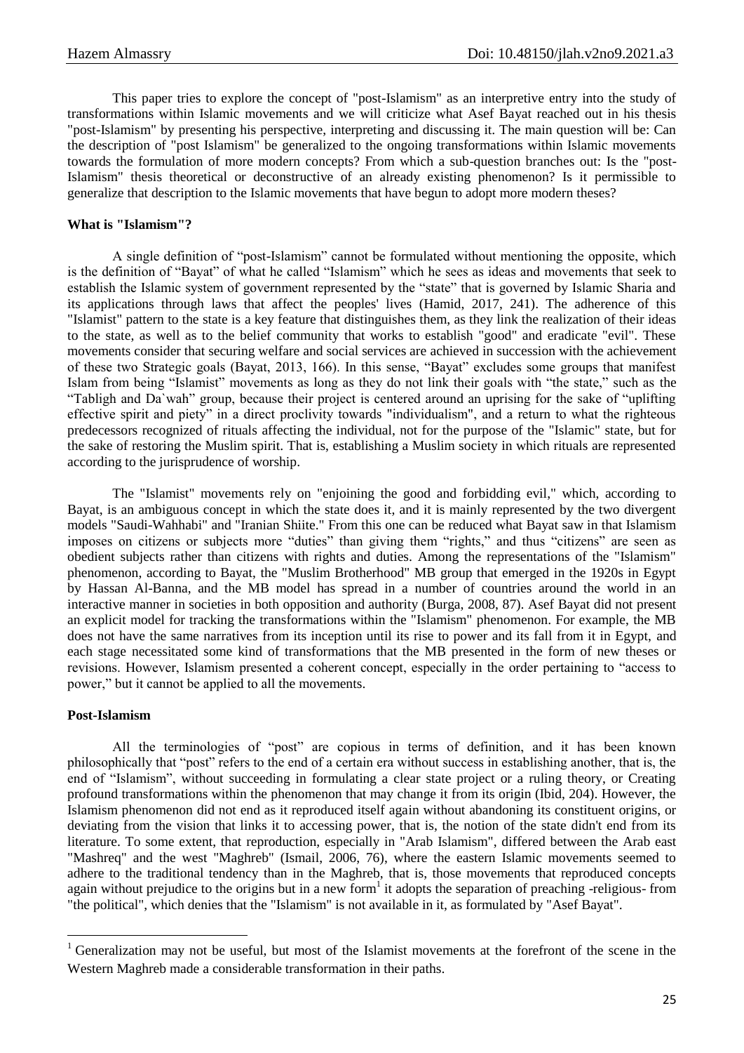This paper tries to explore the concept of "post-Islamism" as an interpretive entry into the study of transformations within Islamic movements and we will criticize what Asef Bayat reached out in his thesis "post-Islamism" by presenting his perspective, interpreting and discussing it. The main question will be: Can the description of "post Islamism" be generalized to the ongoing transformations within Islamic movements towards the formulation of more modern concepts? From which a sub-question branches out: Is the "post-Islamism" thesis theoretical or deconstructive of an already existing phenomenon? Is it permissible to generalize that description to the Islamic movements that have begun to adopt more modern theses?

**What is "Islamism"?**

A single definition of "post-Islamism" cannot be formulated without mentioning the opposite, which is the definition of "Bayat" of what he called "Islamism" which he sees as ideas and movements that seek to establish the Islamic system of government represented by the "state" that is governed by Islamic Sharia and its applications through laws that affect the peoples' lives (Hamid, 2017, 241). The adherence of this "Islamist" pattern to the state is a key feature that distinguishes them, as they link the realization of their ideas to the state, as well as to the belief community that works to establish "good" and eradicate "evil". These movements consider that securing welfare and social services are achieved in succession with the achievement of these two Strategic goals (Bayat, 2013, 166). In this sense, "Bayat" excludes some groups that manifest Islam from being "Islamist" movements as long as they do not link their goals with "the state," such as the "Tabligh and Da`wah" group, because their project is centered around an uprising for the sake of "uplifting effective spirit and piety" in a direct proclivity towards "individualism", and a return to what the righteous predecessors recognized of rituals affecting the individual, not for the purpose of the "Islamic" state, but for the sake of restoring the Muslim spirit. That is, establishing a Muslim society in which rituals are represented according to the jurisprudence of worship.

The "Islamist" movements rely on "enjoining the good and forbidding evil," which, according to Bayat, is an ambiguous concept in which the state does it, and it is mainly represented by the two divergent models "Saudi-Wahhabi" and "Iranian Shiite." From this one can be reduced what Bayat saw in that Islamism imposes on citizens or subjects more "duties" than giving them "rights," and thus "citizens" are seen as obedient subjects rather than citizens with rights and duties. Among the representations of the "Islamist" phenomenon, according to Bayat, the "Muslim Brotherhood" MB group that emerged in the 1920s in Egypt by Hassan Al-Banna, and the MB model has spread in a number of countries around the world in an interactive manner in societies in both opposition and authority (Burga, 2008, 87). Asef Bayat did not present an explicit model for tracking the transformations within the "Islamism" phenomenon. For example, the MB does not have the same narratives from its inception until its rise to power and its fall from it in Egypt, and each stage necessitated some kind of transformations that the MB presented in the form of new theses or revisions. However, Islamism presented a coherent concept, especially in the order pertaining to "access to power," but it cannot be applied to all the movements.

**Post-Islamism**

All the terminologies of "post" are copious in terms of definition, and it has been known philosophically that "post" refers to the end of a certain era without success in establishing another, that is, the end of "Islamism", without succeeding in formulating a clear state project or a ruling theory, or Creating profound transformations within the phenomenon that may change it from its origin (Ibid, 204). However, the Islamism phenomenon did not end as it reproduced itself again without abandoning its constituent origins, or deviating from the vision that links it to accessing power, that is, the notion of the state didn't end from its literature. To some extent, that reproduction, especially in "Arab Islamism", differed between the Arab east "Mashreq" and the west "Maghreb" (Ismail, 2006, 76), where the eastern Islamic movements seemed to adhere to the traditional tendency than in the Maghreb, that is, those movements that reproduced concepts again without prejudice to the origins but in a new form[1] it adopts the separation of preaching -religious- from "the political", which denies that the "Islamism" is not available in it, as formulated by "Asef Bayat".

[1] Generalization may not be useful, but most of the Islamist movements at the forefront of the scene in the Western Maghreb made a considerable transformation in their paths.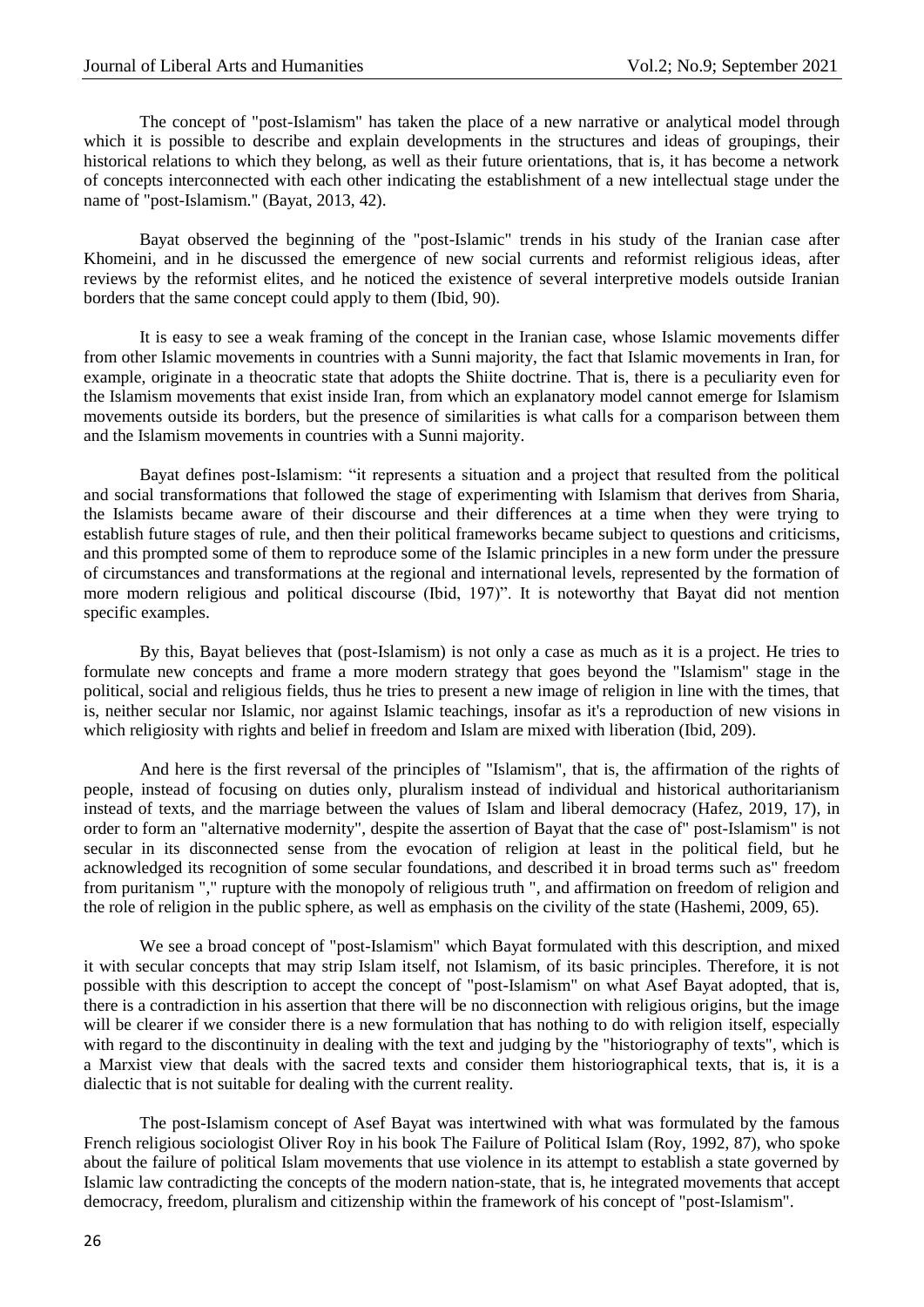The concept of "post-Islamism" has taken the place of a new narrative or analytical model through which it is possible to describe and explain developments in the structures and ideas of groupings, their historical relations to which they belong, as well as their future orientations, that is, it has become a network of concepts interconnected with each other indicating the establishment of a new intellectual stage under the name of "post-Islamism." (Bayat, 2013, 42).

Bayat observed the beginning of the "post-Islamic" trends in his study of the Iranian case after Khomeini, and in he discussed the emergence of new social currents and reformist religious ideas, after reviews by the reformist elites, and he noticed the existence of several interpretive models outside Iranian borders that the same concept could apply to them (Ibid, 90).

It is easy to see a weak framing of the concept in the Iranian case, whose Islamic movements differ from other Islamic movements in countries with a Sunni majority, the fact that Islamic movements in Iran, for example, originate in a theocratic state that adopts the Shiite doctrine. That is, there is a peculiarity even for the Islamism movements that exist inside Iran, from which an explanatory model cannot emerge for Islamism movements outside its borders, but the presence of similarities is what calls for a comparison between them and the Islamism movements in countries with a Sunni majority.

Bayat defines post-Islamism: "it represents a situation and a project that resulted from the political and social transformations that followed the stage of experimenting with Islamism that derives from Sharia, the Islamists became aware of their discourse and their differences at a time when they were trying to establish future stages of rule, and then their political frameworks became subject to questions and criticisms, and this prompted some of them to reproduce some of the Islamic principles in a new form under the pressure of circumstances and transformations at the regional and international levels, represented by the formation of more modern religious and political discourse (Ibid, 197)". It is noteworthy that Bayat did not mention specific examples.

By this, Bayat believes that (post-Islamism) is not only a case as much as it is a project. He tries to formulate new concepts and frame a more modern strategy that goes beyond the "Islamism" stage in the political, social and religious fields, thus he tries to present a new image of religion in line with the times, that is, neither secular nor Islamic, nor against Islamic teachings, insofar as it's a reproduction of new visions in which religiosity with rights and belief in freedom and Islam are mixed with liberation (Ibid, 209).

And here is the first reversal of the principles of "Islamism", that is, the affirmation of the rights of people, instead of focusing on duties only, pluralism instead of individual and historical authoritarianism instead of texts, and the marriage between the values of Islam and liberal democracy (Hafez, 2019, 17), in order to form an "alternative modernity", despite the assertion of Bayat that the case of" post-Islamism" is not secular in its disconnected sense from the evocation of religion at least in the political field, but he acknowledged its recognition of some secular foundations, and described it in broad terms such as" freedom from puritanism "," rupture with the monopoly of religious truth ", and affirmation on freedom of religion and the role of religion in the public sphere, as well as emphasis on the civility of the state (Hashemi, 2009, 65).

We see a broad concept of "post-Islamism" which Bayat formulated with this description, and mixed it with secular concepts that may strip Islam itself, not Islamism, of its basic principles. Therefore, it is not possible with this description to accept the concept of "post-Islamism" on what Asef Bayat adopted, that is, there is a contradiction in his assertion that there will be no disconnection with religious origins, but the image will be clearer if we consider there is a new formulation that has nothing to do with religion itself, especially with regard to the discontinuity in dealing with the text and judging by the "historiography of texts", which is a Marxist view that deals with the sacred texts and consider them historiographical texts, that is, it is a dialectic that is not suitable for dealing with the current reality.

The post-Islamism concept of Asef Bayat was intertwined with what was formulated by the famous French religious sociologist Oliver Roy in his book The Failure of Political Islam (Roy, 1992, 87), who spoke about the failure of political Islam movements that use violence in its attempt to establish a state governed by Islamic law contradicting the concepts of the modern nation-state, that is, he integrated movements that accept democracy, freedom, pluralism and citizenship within the framework of his concept of "post-Islamism".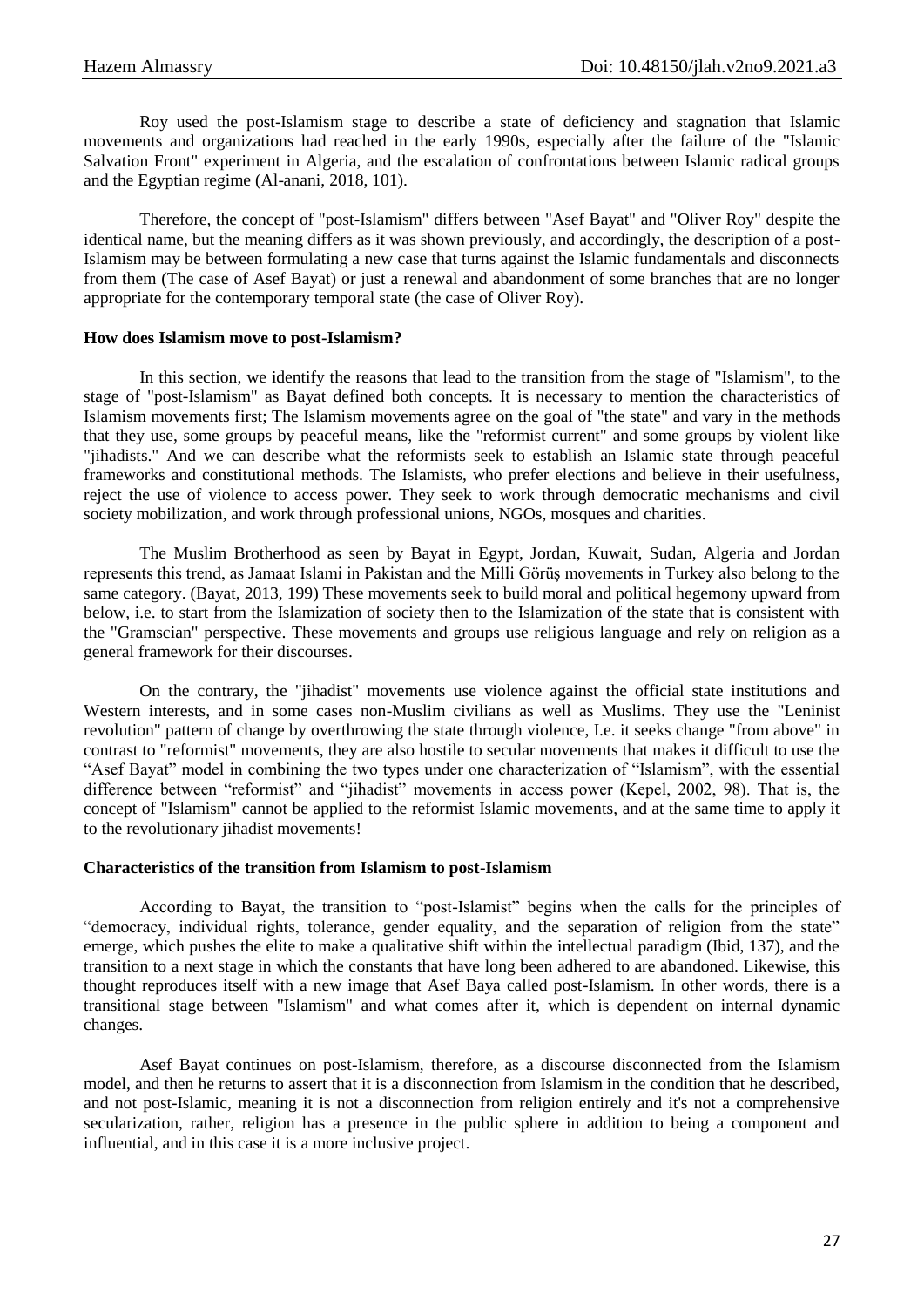Roy used the post-Islamism stage to describe a state of deficiency and stagnation that Islamic movements and organizations had reached in the early 1990s, especially after the failure of the "Islamic Salvation Front" experiment in Algeria, and the escalation of confrontations between Islamic radical groups and the Egyptian regime (Al-anani, 2018, 101).

Therefore, the concept of "post-Islamism" differs between "Asef Bayat" and "Oliver Roy" despite the identical name, but the meaning differs as it was shown previously, and accordingly, the description of a post-Islamism may be between formulating a new case that turns against the Islamic fundamentals and disconnects from them (The case of Asef Bayat) or just a renewal and abandonment of some branches that are no longer appropriate for the contemporary temporal state (the case of Oliver Roy).

### How does Islamism move to post-Islamism?

In this section, we identify the reasons that lead to the transition from the stage of "Islamism", to the stage of "post-Islamism" as Bayat defined both concepts. It is necessary to mention the characteristics of Islamism movements first; The Islamism movements agree on the goal of "the state" and vary in the methods that they use, some groups by peaceful means, like the "reformist current" and some groups by violent like "jihadists." And we can describe what the reformists seek to establish an Islamic state through peaceful frameworks and constitutional methods. The Islamists, who prefer elections and believe in their usefulness, reject the use of violence to access power. They seek to work through democratic mechanisms and civil society mobilization, and work through professional unions, NGOs, mosques and charities.

The Muslim Brotherhood as seen by Bayat in Egypt, Jordan, Kuwait, Sudan, Algeria and Jordan represents this trend, as Jamaat Islami in Pakistan and the Milli Görüş movements in Turkey also belong to the same category. (Bayat, 2013, 199) These movements seek to build moral and political hegemony upward from below, i.e. to start from the Islamization of society then to the Islamization of the state that is consistent with the "Gramscian" perspective. These movements and groups use religious language and rely on religion as a general framework for their discourses.

On the contrary, the "jihadist" movements use violence against the official state institutions and Western interests, and in some cases non-Muslim civilians as well as Muslims. They use the "Leninist revolution" pattern of change by overthrowing the state through violence, I.e. it seeks change "from above" in contrast to "reformist" movements, they are also hostile to secular movements that makes it difficult to use the "Asef Bayat" model in combining the two types under one characterization of "Islamism", with the essential difference between "reformist" and "jihadist" movements in access power (Kepel, 2002, 98). That is, the concept of "Islamism" cannot be applied to the reformist Islamic movements, and at the same time to apply it to the revolutionary jihadist movements!

### Characteristics of the transition from Islamism to post-Islamism

According to Bayat, the transition to "post-Islamist" begins when the calls for the principles of "democracy, individual rights, tolerance, gender equality, and the separation of religion from the state" emerge, which pushes the elite to make a qualitative shift within the intellectual paradigm (Ibid, 137), and the transition to a next stage in which the constants that have long been adhered to are abandoned. Likewise, this thought reproduces itself with a new image that Asef Baya called post-Islamism. In other words, there is a transitional stage between "Islamism" and what comes after it, which is dependent on internal dynamic changes.

Asef Bayat continues on post-Islamism, therefore, as a discourse disconnected from the Islamism model, and then he returns to assert that it is a disconnection from Islamism in the condition that he described, and not post-Islamic, meaning it is not a disconnection from religion entirely and it's not a comprehensive secularization, rather, religion has a presence in the public sphere in addition to being a component and influential, and in this case it is a more inclusive project.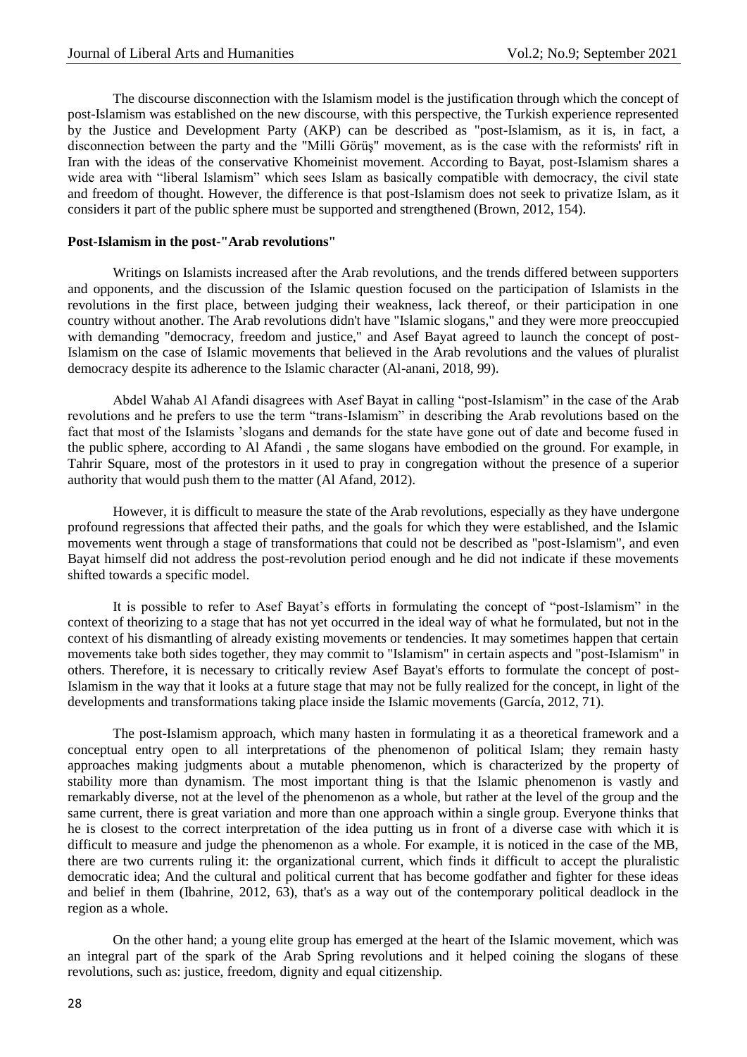The discourse disconnection with the Islamism model is the justification through which the concept of post-Islamism was established on the new discourse, with this perspective, the Turkish experience represented by the Justice and Development Party (AKP) can be described as "post-Islamism, as it is, in fact, a disconnection between the party and the "Milli Görüş" movement, as is the case with the reformists' rift in Iran with the ideas of the conservative Khomeinist movement. According to Bayat, post-Islamism shares a wide area with "liberal Islamism" which sees Islam as basically compatible with democracy, the civil state and freedom of thought. However, the difference is that post-Islamism does not seek to privatize Islam, as it considers it part of the public sphere must be supported and strengthened (Brown, 2012, 154).

**Post-Islamism in the post-"Arab revolutions"**

Writings on Islamists increased after the Arab revolutions, and the trends differed between supporters and opponents, and the discussion of the Islamic question focused on the participation of Islamists in the revolutions in the first place, between judging their weakness, lack thereof, or their participation in one country without another. The Arab revolutions didn't have "Islamic slogans," and they were more preoccupied with demanding "democracy, freedom and justice," and Asef Bayat agreed to launch the concept of post-Islamism on the case of Islamic movements that believed in the Arab revolutions and the values of pluralist democracy despite its adherence to the Islamic character (Al-anani, 2018, 99).

Abdel Wahab Al Afandi disagrees with Asef Bayat in calling "post-Islamism" in the case of the Arab revolutions and he prefers to use the term "trans-Islamism" in describing the Arab revolutions based on the fact that most of the Islamists 'slogans and demands for the state have gone out of date and become fused in the public sphere, according to Al Afandi , the same slogans have embodied on the ground. For example, in Tahrir Square, most of the protestors in it used to pray in congregation without the presence of a superior authority that would push them to the matter (Al Afand, 2012).

However, it is difficult to measure the state of the Arab revolutions, especially as they have undergone profound regressions that affected their paths, and the goals for which they were established, and the Islamic movements went through a stage of transformations that could not be described as "post-Islamism", and even Bayat himself did not address the post-revolution period enough and he did not indicate if these movements shifted towards a specific model.

It is possible to refer to Asef Bayat's efforts in formulating the concept of "post-Islamism" in the context of theorizing to a stage that has not yet occurred in the ideal way of what he formulated, but not in the context of his dismantling of already existing movements or tendencies. It may sometimes happen that certain movements take both sides together, they may commit to "Islamism" in certain aspects and "post-Islamism" in others. Therefore, it is necessary to critically review Asef Bayat's efforts to formulate the concept of post-Islamism in the way that it looks at a future stage that may not be fully realized for the concept, in light of the developments and transformations taking place inside the Islamic movements (García, 2012, 71).

The post-Islamism approach, which many hasten in formulating it as a theoretical framework and a conceptual entry open to all interpretations of the phenomenon of political Islam; they remain hasty approaches making judgments about a mutable phenomenon, which is characterized by the property of stability more than dynamism. The most important thing is that the Islamic phenomenon is vastly and remarkably diverse, not at the level of the phenomenon as a whole, but rather at the level of the group and the same current, there is great variation and more than one approach within a single group. Everyone thinks that he is closest to the correct interpretation of the idea putting us in front of a diverse case with which it is difficult to measure and judge the phenomenon as a whole. For example, it is noticed in the case of the MB, there are two currents ruling it: the organizational current, which finds it difficult to accept the pluralistic democratic idea; And the cultural and political current that has become godfather and fighter for these ideas and belief in them (Ibahrine, 2012, 63), that's as a way out of the contemporary political deadlock in the region as a whole.

On the other hand; a young elite group has emerged at the heart of the Islamic movement, which was an integral part of the spark of the Arab Spring revolutions and it helped coining the slogans of these revolutions, such as: justice, freedom, dignity and equal citizenship.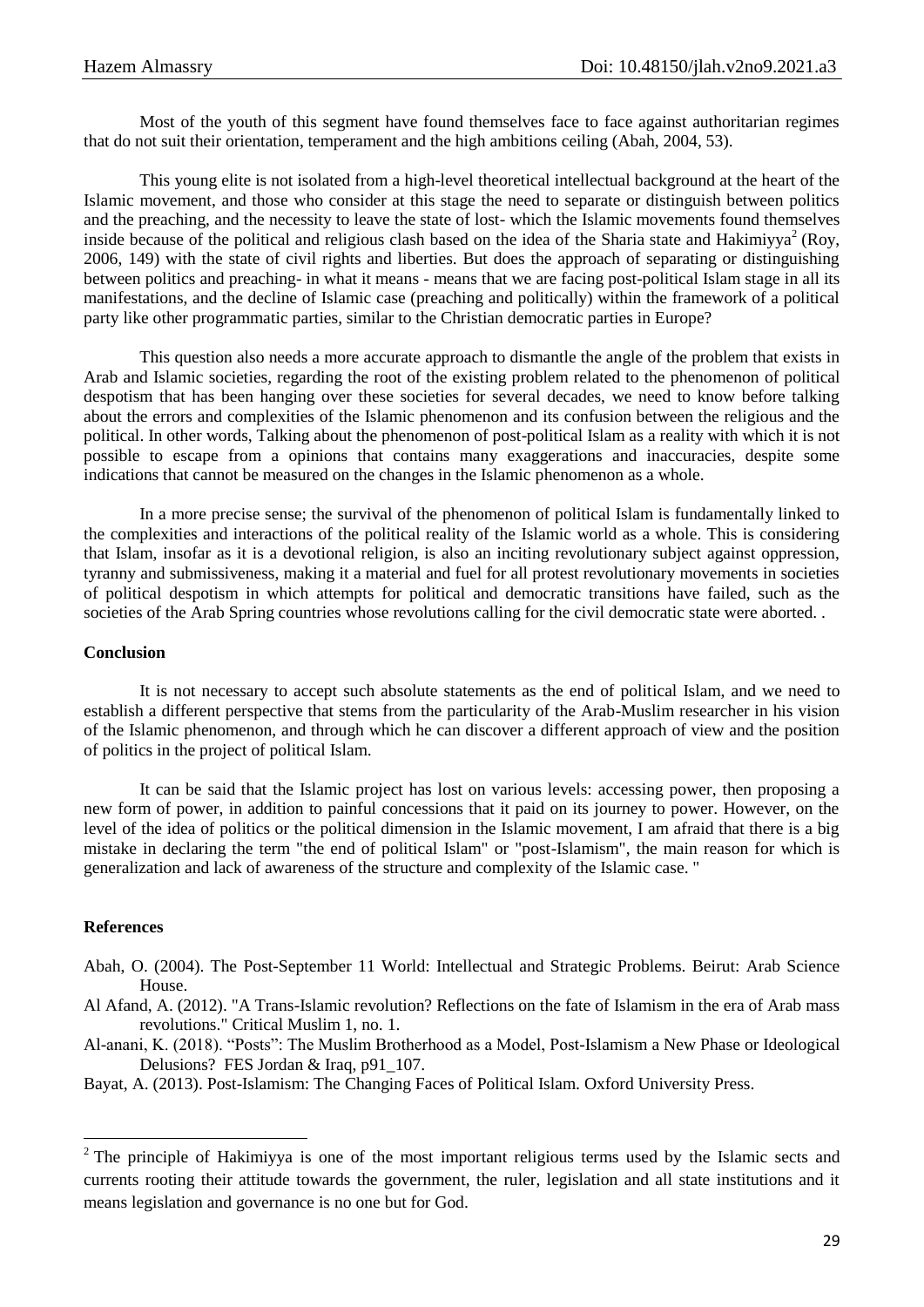Most of the youth of this segment have found themselves face to face against authoritarian regimes that do not suit their orientation, temperament and the high ambitions ceiling (Abah, 2004, 53).

This young elite is not isolated from a high-level theoretical intellectual background at the heart of the Islamic movement, and those who consider at this stage the need to separate or distinguish between politics and the preaching, and the necessity to leave the state of lost- which the Islamic movements found themselves inside because of the political and religious clash based on the idea of the Sharia state and Hakimiyya[2] (Roy, 2006, 149) with the state of civil rights and liberties. But does the approach of separating or distinguishing between politics and preaching- in what it means - means that we are facing post-political Islam stage in all its manifestations, and the decline of Islamic case (preaching and politically) within the framework of a political party like other programmatic parties, similar to the Christian democratic parties in Europe?

This question also needs a more accurate approach to dismantle the angle of the problem that exists in Arab and Islamic societies, regarding the root of the existing problem related to the phenomenon of political despotism that has been hanging over these societies for several decades, we need to know before talking about the errors and complexities of the Islamic phenomenon and its confusion between the religious and the political. In other words, Talking about the phenomenon of post-political Islam as a reality with which it is not possible to escape from a opinions that contains many exaggerations and inaccuracies, despite some indications that cannot be measured on the changes in the Islamic phenomenon as a whole.

In a more precise sense; the survival of the phenomenon of political Islam is fundamentally linked to the complexities and interactions of the political reality of the Islamic world as a whole. This is considering that Islam, insofar as it is a devotional religion, is also an inciting revolutionary subject against oppression, tyranny and submissiveness, making it a material and fuel for all protest revolutionary movements in societies of political despotism in which attempts for political and democratic transitions have failed, such as the societies of the Arab Spring countries whose revolutions calling for the civil democratic state were aborted. .

**Conclusion**

It is not necessary to accept such absolute statements as the end of political Islam, and we need to establish a different perspective that stems from the particularity of the Arab-Muslim researcher in his vision of the Islamic phenomenon, and through which he can discover a different approach of view and the position of politics in the project of political Islam.

It can be said that the Islamic project has lost on various levels: accessing power, then proposing a new form of power, in addition to painful concessions that it paid on its journey to power. However, on the level of the idea of politics or the political dimension in the Islamic movement, I am afraid that there is a big mistake in declaring the term "the end of political Islam" or "post-Islamism", the main reason for which is generalization and lack of awareness of the structure and complexity of the Islamic case. "

**References**

Abah, O. (2004). The Post-September 11 World: Intellectual and Strategic Problems. Beirut: Arab Science House.

Al Afand, A. (2012). "A Trans-Islamic revolution? Reflections on the fate of Islamism in the era of Arab mass revolutions." Critical Muslim 1, no. 1.

Al-anani, K. (2018). "Posts": The Muslim Brotherhood as a Model, Post-Islamism a New Phase or Ideological Delusions? FES Jordan & Iraq, p91_107.

Bayat, A. (2013). Post-Islamism: The Changing Faces of Political Islam. Oxford University Press.

[2] The principle of Hakimiyya is one of the most important religious terms used by the Islamic sects and currents rooting their attitude towards the government, the ruler, legislation and all state institutions and it means legislation and governance is no one but for God.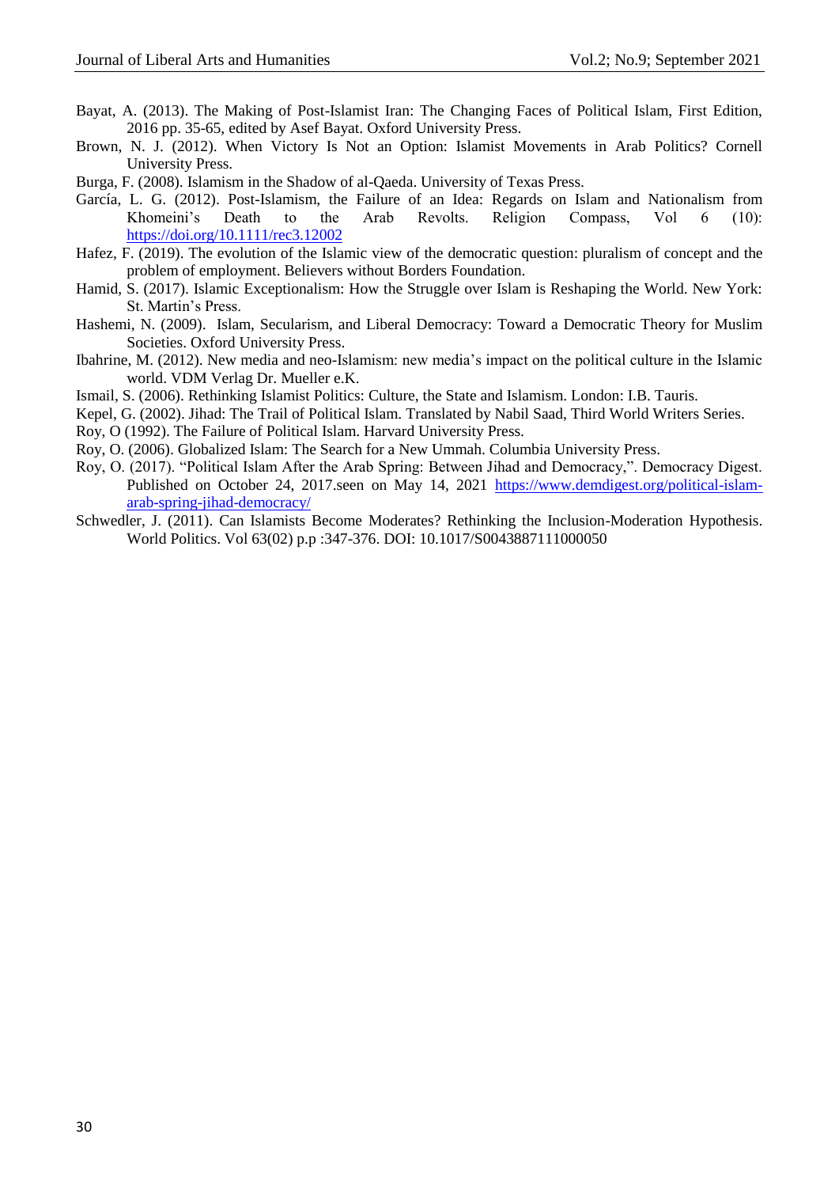Bayat, A. (2013). The Making of Post-Islamist Iran: The Changing Faces of Political Islam, First Edition, 2016 pp. 35-65, edited by Asef Bayat. Oxford University Press.

Brown, N. J. (2012). When Victory Is Not an Option: Islamist Movements in Arab Politics? Cornell University Press.

Burga, F. (2008). Islamism in the Shadow of al-Qaeda. University of Texas Press.

García, L. G. (2012). Post-Islamism, the Failure of an Idea: Regards on Islam and Nationalism from Khomeini's Death to the Arab Revolts. Religion Compass, Vol 6 (10): https://doi.org/10.1111/rec3.12002

Hafez, F. (2019). The evolution of the Islamic view of the democratic question: pluralism of concept and the problem of employment. Believers without Borders Foundation.

Hamid, S. (2017). Islamic Exceptionalism: How the Struggle over Islam is Reshaping the World. New York: St. Martin's Press.

Hashemi, N. (2009). Islam, Secularism, and Liberal Democracy: Toward a Democratic Theory for Muslim Societies. Oxford University Press.

Ibahrine, M. (2012). New media and neo-Islamism: new media's impact on the political culture in the Islamic world. VDM Verlag Dr. Mueller e.K.

Ismail, S. (2006). Rethinking Islamist Politics: Culture, the State and Islamism. London: I.B. Tauris.

Kepel, G. (2002). Jihad: The Trail of Political Islam. Translated by Nabil Saad, Third World Writers Series.

Roy, O (1992). The Failure of Political Islam. Harvard University Press.

Roy, O. (2006). Globalized Islam: The Search for a New Ummah. Columbia University Press.

Roy, O. (2017). "Political Islam After the Arab Spring: Between Jihad and Democracy,". Democracy Digest. Published on October 24, 2017.seen on May 14, 2021 https://www.demdigest.org/political-islam-arab-spring-jihad-democracy/

Schwedler, J. (2011). Can Islamists Become Moderates? Rethinking the Inclusion-Moderation Hypothesis. World Politics. Vol 63(02) p.p :347-376. DOI: 10.1017/S0043887111000050